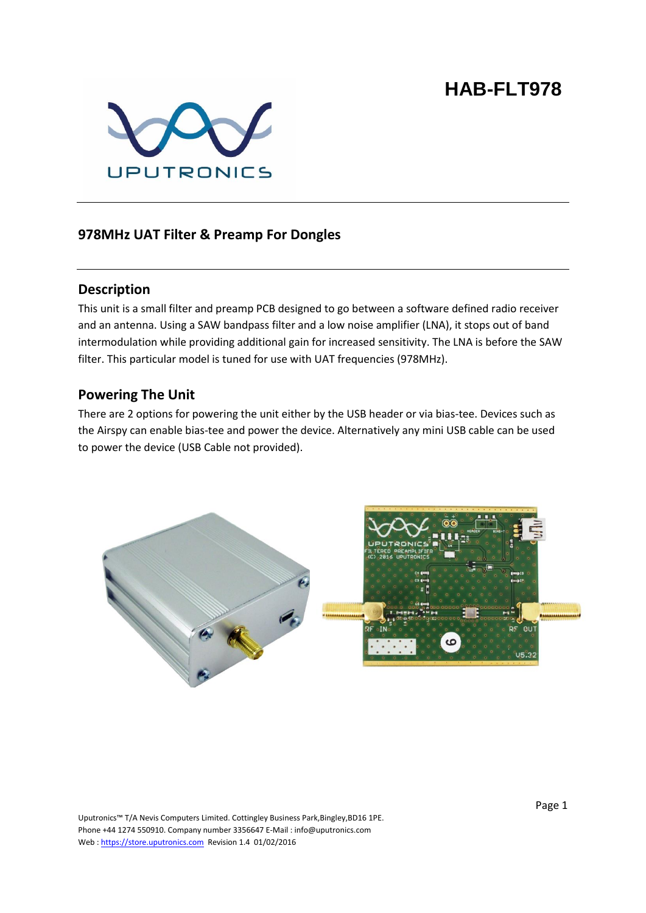# HAB-FLT978

## 978MHz UAT Filter & Preamp For Dongles

## Description

This unit is a small filter and preamp PCB designed to go between a software defined radio receiver and an antenna. Using a SAW bandpass filter and a low noise amplifier (LNA), it stops out of band intermodulation while providing additional gain for increased sensitivity. The LNA is before the SAW filter. This particular model is tuned for use with UAT frequencies (978MHz).

## Powering The Unit

There are 2 options for powering the unit either by the USB header or via bias-tee. Devices such as the Airspy can enable bias-tee and power the device. Alternatively any mini USB cable can be used to power the device (USB Cable not provided).

Uputronics™ T/A Nevis Computers Limited. Cottingley Business Park,Bingley,BD16 1PE.
Phone +44 1274 550910. Company number 3356647 E-Mail : info@uputronics.com
Web : https://store.uputronics.com Revision 1.4 01/02/2016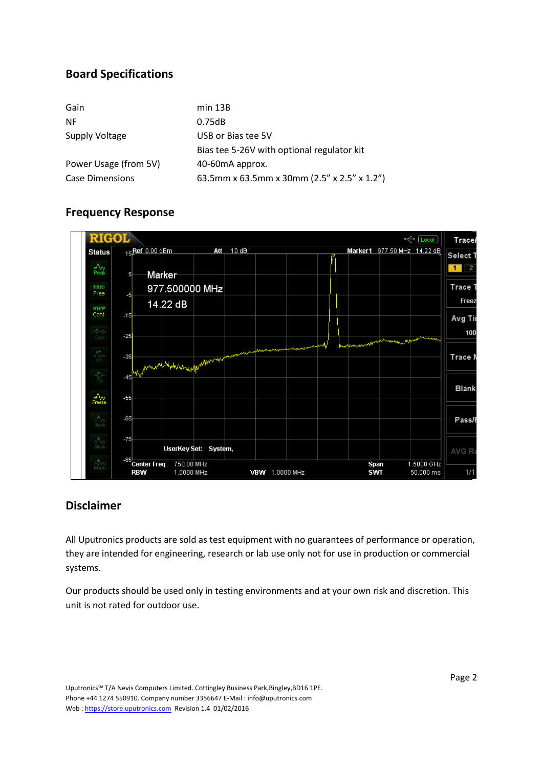## Board Specifications

| | |
|---|---|
| Gain | min 13B |
| NF | 0.75dB |
| Supply Voltage | USB or Bias tee 5V |
| | Bias tee 5-26V with optional regulator kit |
| Power Usage (from 5V) | 40-60mA approx. |
| Case Dimensions | 63.5mm x 63.5mm x 30mm (2.5" x 2.5" x 1.2") |

## Frequency Response

RIGOL

Ref 0.00 dBm Att 10 dB Marker1 977.50 MHz 14.22 dB

Marker
977.500000 MHz
14.22 dB

UserKey Set: System,

Center Freq 750.00 MHz Span 1.5000 GHz
RBW 1.0000 MHz VBW 1.0000 MHz SWT 50.000 ms

## Disclaimer

All Uputronics products are sold as test equipment with no guarantees of performance or operation, they are intended for engineering, research or lab use only not for use in production or commercial systems.

Our products should be used only in testing environments and at your own risk and discretion. This unit is not rated for outdoor use.

Uputronics™ T/A Nevis Computers Limited. Cottingley Business Park,Bingley,BD16 1PE.
Phone +44 1274 550910. Company number 3356647 E-Mail : info@uputronics.com
Web : https://store.uputronics.com Revision 1.4 01/02/2016